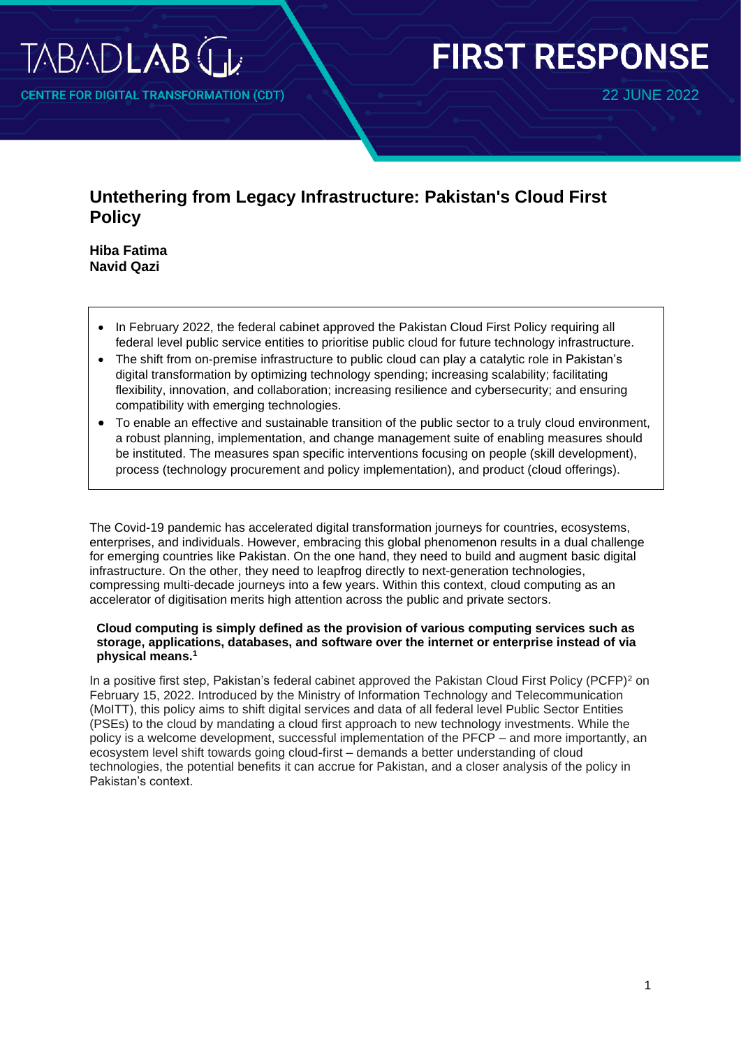TABADLAB

CENTRE FOR DIGITAL TRANSFORMATION (CDT)

FIRST RESPONSE

22 JUNE 2022

# Untethering from Legacy Infrastructure: Pakistan's Cloud First Policy

**Hiba Fatima**
**Navid Qazi**

- In February 2022, the federal cabinet approved the Pakistan Cloud First Policy requiring all federal level public service entities to prioritise public cloud for future technology infrastructure.
- The shift from on-premise infrastructure to public cloud can play a catalytic role in Pakistan's digital transformation by optimizing technology spending; increasing scalability; facilitating flexibility, innovation, and collaboration; increasing resilience and cybersecurity; and ensuring compatibility with emerging technologies.
- To enable an effective and sustainable transition of the public sector to a truly cloud environment, a robust planning, implementation, and change management suite of enabling measures should be instituted. The measures span specific interventions focusing on people (skill development), process (technology procurement and policy implementation), and product (cloud offerings).

The Covid-19 pandemic has accelerated digital transformation journeys for countries, ecosystems, enterprises, and individuals. However, embracing this global phenomenon results in a dual challenge for emerging countries like Pakistan. On the one hand, they need to build and augment basic digital infrastructure. On the other, they need to leapfrog directly to next-generation technologies, compressing multi-decade journeys into a few years. Within this context, cloud computing as an accelerator of digitisation merits high attention across the public and private sectors.

**Cloud computing is simply defined as the provision of various computing services such as storage, applications, databases, and software over the internet or enterprise instead of via physical means.[1]**

In a positive first step, Pakistan's federal cabinet approved the Pakistan Cloud First Policy (PCFP)[2] on February 15, 2022. Introduced by the Ministry of Information Technology and Telecommunication (MoITT), this policy aims to shift digital services and data of all federal level Public Sector Entities (PSEs) to the cloud by mandating a cloud first approach to new technology investments. While the policy is a welcome development, successful implementation of the PFCP – and more importantly, an ecosystem level shift towards going cloud-first – demands a better understanding of cloud technologies, the potential benefits it can accrue for Pakistan, and a closer analysis of the policy in Pakistan's context.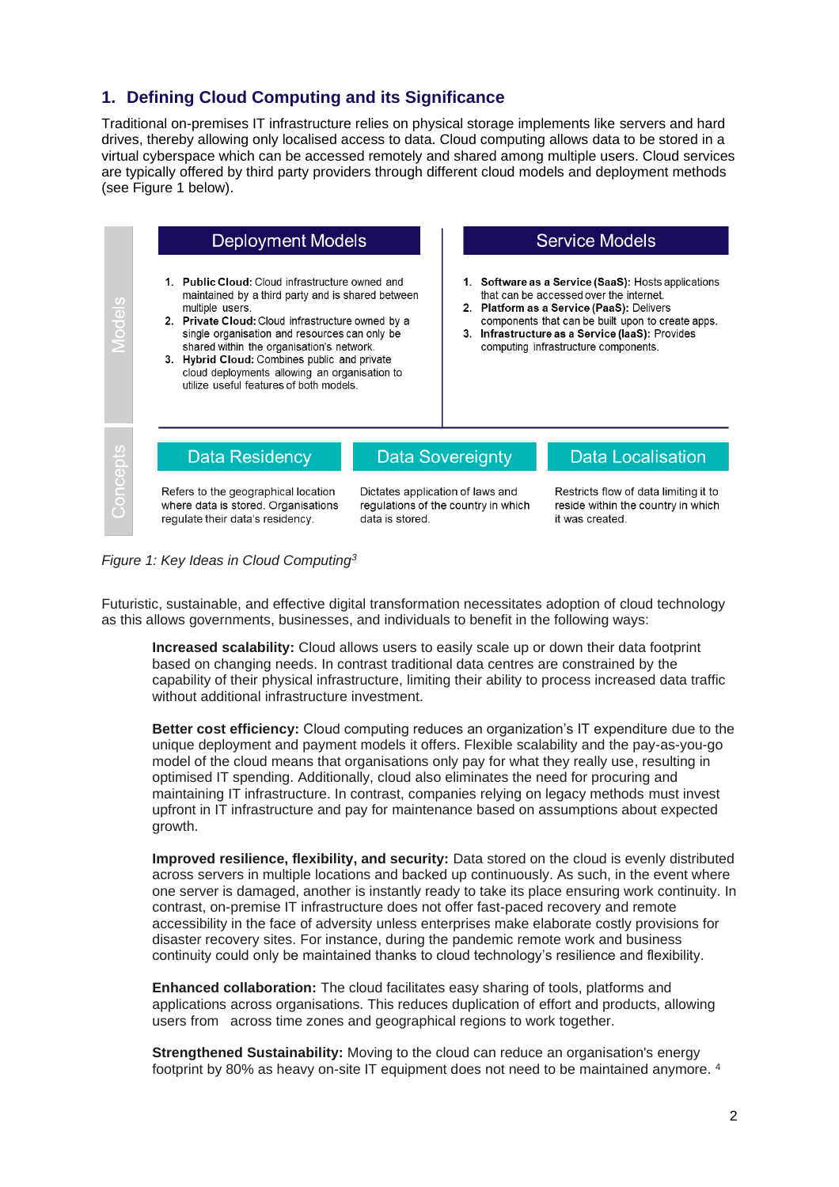## 1. Defining Cloud Computing and its Significance

Traditional on-premises IT infrastructure relies on physical storage implements like servers and hard drives, thereby allowing only localized access to data. Cloud computing allows data to be stored in a virtual cyberspace which can be accessed remotely and shared among multiple users. Cloud services are typically offered by third party providers through different cloud models and deployment methods (see Figure 1 below).

**Models**

**Deployment Models**

1. **Public Cloud:** Cloud infrastructure owned and maintained by a third party and is shared between multiple users.
2. **Private Cloud:** Cloud infrastructure owned by a single organisation and resources can only be shared within the organisation's network.
3. **Hybrid Cloud:** Combines public and private cloud deployments allowing an organisation to utilize useful features of both models.

**Service Models**

1. **Software as a Service (SaaS):** Hosts applications that can be accessed over the internet.
2. **Platform as a Service (PaaS):** Delivers components that can be built upon to create apps.
3. **Infrastructure as a Service (IaaS):** Provides computing infrastructure components.

**Concepts**

| Data Residency | Data Sovereignty | Data Localisation |
|---|---|---|
| Refers to the geographical location where data is stored. Organisations regulate their data's residency. | Dictates application of laws and regulations of the country in which data is stored. | Restricts flow of data limiting it to reside within the country in which it was created. |

*Figure 1: Key Ideas in Cloud Computing*[3]

Futuristic, sustainable, and effective digital transformation necessitates adoption of cloud technology as this allows governments, businesses, and individuals to benefit in the following ways:

**Increased scalability:** Cloud allows users to easily scale up or down their data footprint based on changing needs. In contrast traditional data centres are constrained by the capability of their physical infrastructure, limiting their ability to process increased data traffic without additional infrastructure investment.

**Better cost efficiency:** Cloud computing reduces an organization's IT expenditure due to the unique deployment and payment models it offers. Flexible scalability and the pay-as-you-go model of the cloud means that organisations only pay for what they really use, resulting in optimised IT spending. Additionally, cloud also eliminates the need for procuring and maintaining IT infrastructure. In contrast, companies relying on legacy methods must invest upfront in IT infrastructure and pay for maintenance based on assumptions about expected growth.

**Improved resilience, flexibility, and security:** Data stored on the cloud is evenly distributed across servers in multiple locations and backed up continuously. As such, in the event where one server is damaged, another is instantly ready to take its place ensuring work continuity. In contrast, on-premise IT infrastructure does not offer fast-paced recovery and remote accessibility in the face of adversity unless enterprises make elaborate costly provisions for disaster recovery sites. For instance, during the pandemic remote work and business continuity could only be maintained thanks to cloud technology's resilience and flexibility.

**Enhanced collaboration:** The cloud facilitates easy sharing of tools, platforms and applications across organisations. This reduces duplication of effort and products, allowing users from across time zones and geographical regions to work together.

**Strengthened Sustainability:** Moving to the cloud can reduce an organisation's energy footprint by 80% as heavy on-site IT equipment does not need to be maintained anymore. [4]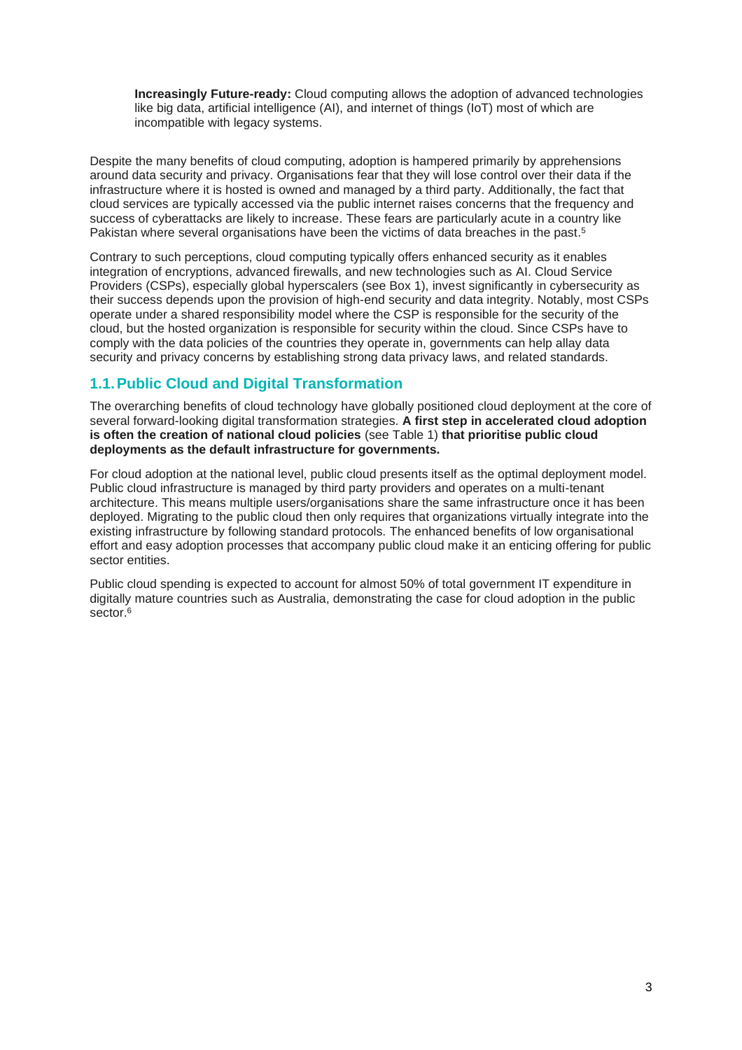**Increasingly Future-ready:** Cloud computing allows the adoption of advanced technologies like big data, artificial intelligence (AI), and internet of things (IoT) most of which are incompatible with legacy systems.

Despite the many benefits of cloud computing, adoption is hampered primarily by apprehensions around data security and privacy. Organisations fear that they will lose control over their data if the infrastructure where it is hosted is owned and managed by a third party. Additionally, the fact that cloud services are typically accessed via the public internet raises concerns that the frequency and success of cyberattacks are likely to increase. These fears are particularly acute in a country like Pakistan where several organisations have been the victims of data breaches in the past.[5]

Contrary to such perceptions, cloud computing typically offers enhanced security as it enables integration of encryptions, advanced firewalls, and new technologies such as AI. Cloud Service Providers (CSPs), especially global hyperscalers (see Box 1), invest significantly in cybersecurity as their success depends upon the provision of high-end security and data integrity. Notably, most CSPs operate under a shared responsibility model where the CSP is responsible for the security of the cloud, but the hosted organization is responsible for security within the cloud. Since CSPs have to comply with the data policies of the countries they operate in, governments can help allay data security and privacy concerns by establishing strong data privacy laws, and related standards.

## 1.1. Public Cloud and Digital Transformation

The overarching benefits of cloud technology have globally positioned cloud deployment at the core of several forward-looking digital transformation strategies. **A first step in accelerated cloud adoption is often the creation of national cloud policies** (see Table 1) **that prioritise public cloud deployments as the default infrastructure for governments.**

For cloud adoption at the national level, public cloud presents itself as the optimal deployment model. Public cloud infrastructure is managed by third party providers and operates on a multi-tenant architecture. This means multiple users/organisations share the same infrastructure once it has been deployed. Migrating to the public cloud then only requires that organizations virtually integrate into the existing infrastructure by following standard protocols. The enhanced benefits of low organisational effort and easy adoption processes that accompany public cloud make it an enticing offering for public sector entities.

Public cloud spending is expected to account for almost 50% of total government IT expenditure in digitally mature countries such as Australia, demonstrating the case for cloud adoption in the public sector.[6]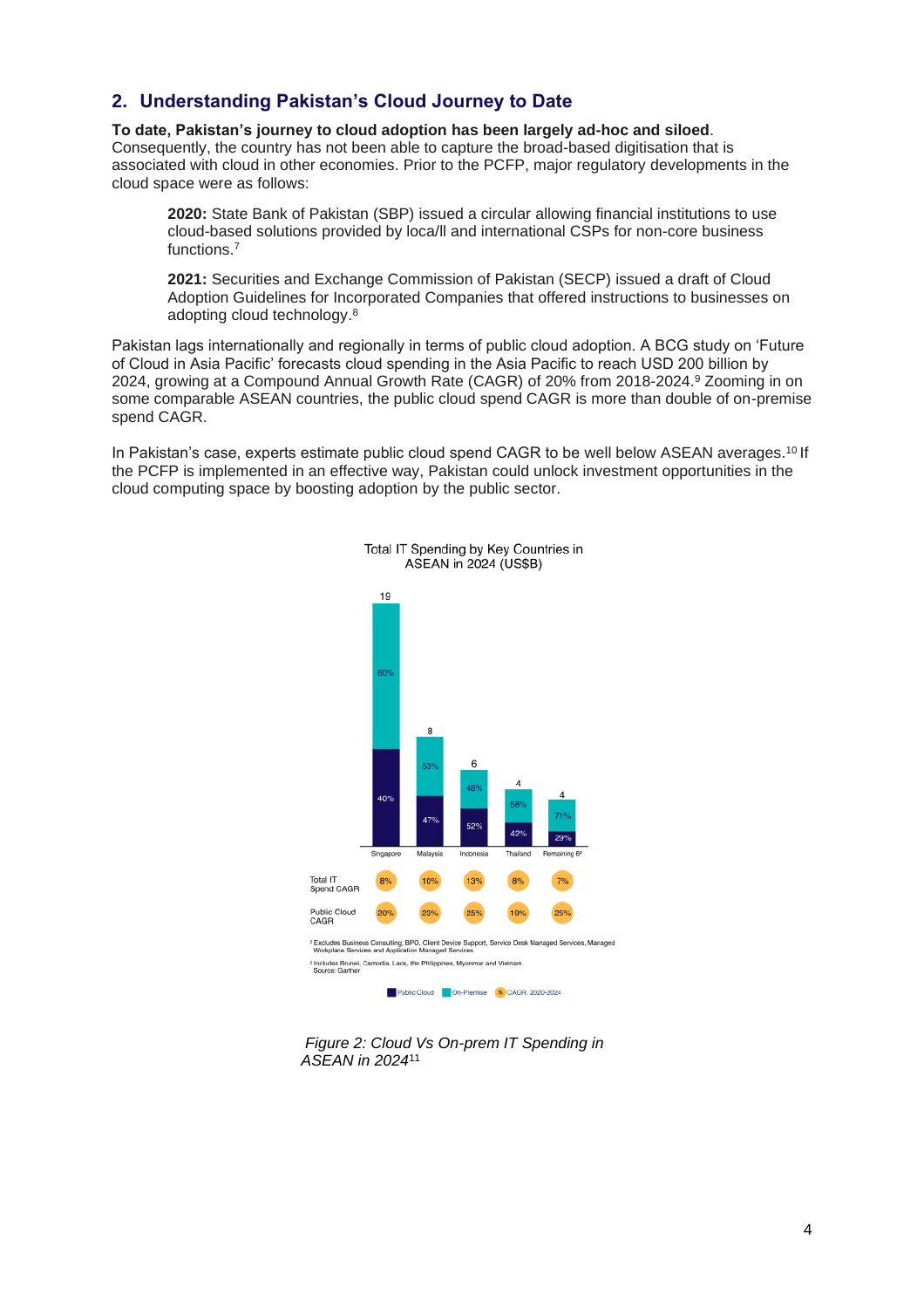## 2. Understanding Pakistan's Cloud Journey to Date

**To date, Pakistan's journey to cloud adoption has been largely ad-hoc and siloed**. Consequently, the country has not been able to capture the broad-based digitisation that is associated with cloud in other economies. Prior to the PCFP, major regulatory developments in the cloud space were as follows:

> **2020:** State Bank of Pakistan (SBP) issued a circular allowing financial institutions to use cloud-based solutions provided by loca/ll and international CSPs for non-core business functions.[7]

> **2021:** Securities and Exchange Commission of Pakistan (SECP) issued a draft of Cloud Adoption Guidelines for Incorporated Companies that offered instructions to businesses on adopting cloud technology.[8]

Pakistan lags internationally and regionally in terms of public cloud adoption. A BCG study on 'Future of Cloud in Asia Pacific' forecasts cloud spending in the Asia Pacific to reach USD 200 billion by 2024, growing at a Compound Annual Growth Rate (CAGR) of 20% from 2018-2024.[9] Zooming in on some comparable ASEAN countries, the public cloud spend CAGR is more than double of on-premise spend CAGR.

In Pakistan's case, experts estimate public cloud spend CAGR to be well below ASEAN averages.[10] If the PCFP is implemented in an effective way, Pakistan could unlock investment opportunities in the cloud computing space by boosting adoption by the public sector.

**Total IT Spending by Key Countries in ASEAN in 2024 (US$B)**

| | Singapore | Malaysia | Indonesia | Thailand | Remaining 6² |
|---|---|---|---|---|---|
| Total IT Spending (US$B) | 19 | 8 | 6 | 4 | 4 |
| Public Cloud | 40% | 47% | 52% | 42% | 29% |
| On-Premise | 60% | 53% | 48% | 58% | 71% |
| Total IT Spend CAGR | 8% | 10% | 13% | 8% | 7% |
| Public Cloud CAGR | 20% | 23% | 25% | 19% | 25% |

¹ Excludes Business Consulting, BPO, Client Device Support, Service Desk Managed Services, Managed Workplace Services and Application Managed Services

² Includes Brunei, Camodia, Laos, the Philippines, Myanmar and Vietnam.
Source: Garther

Public Cloud | On-Premise | %: CAGR: 2020-2024

*Figure 2: Cloud Vs On-prem IT Spending in ASEAN in 2024*[11]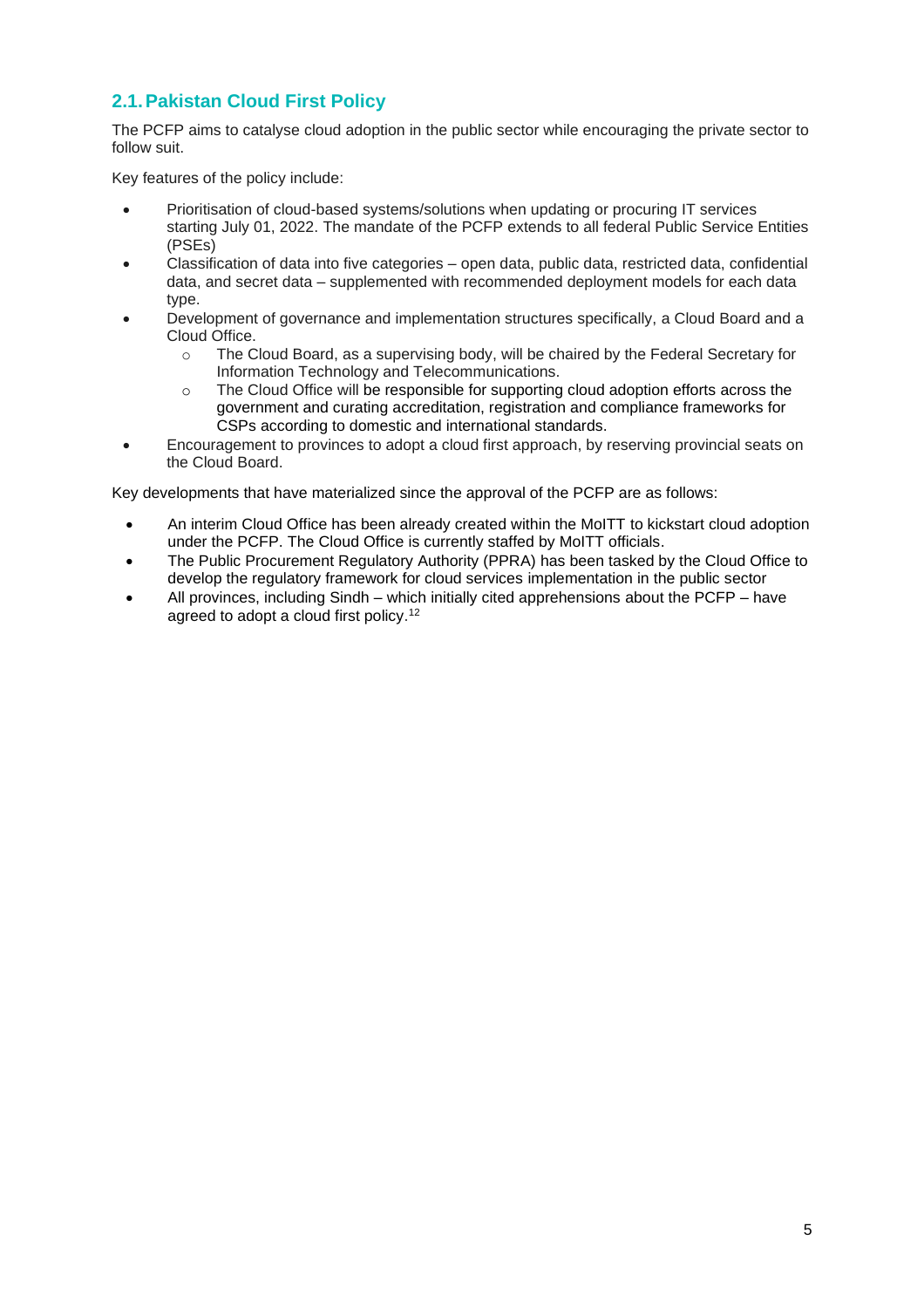## 2.1. Pakistan Cloud First Policy

The PCFP aims to catalyse cloud adoption in the public sector while encouraging the private sector to follow suit.

Key features of the policy include:

- Prioritisation of cloud-based systems/solutions when updating or procuring IT services starting July 01, 2022. The mandate of the PCFP extends to all federal Public Service Entities (PSEs)
- Classification of data into five categories – open data, public data, restricted data, confidential data, and secret data – supplemented with recommended deployment models for each data type.
- Development of governance and implementation structures specifically, a Cloud Board and a Cloud Office.
  - The Cloud Board, as a supervising body, will be chaired by the Federal Secretary for Information Technology and Telecommunications.
  - The Cloud Office will be responsible for supporting cloud adoption efforts across the government and curating accreditation, registration and compliance frameworks for CSPs according to domestic and international standards.
- Encouragement to provinces to adopt a cloud first approach, by reserving provincial seats on the Cloud Board.

Key developments that have materialized since the approval of the PCFP are as follows:

- An interim Cloud Office has been already created within the MoITT to kickstart cloud adoption under the PCFP. The Cloud Office is currently staffed by MoITT officials.
- The Public Procurement Regulatory Authority (PPRA) has been tasked by the Cloud Office to develop the regulatory framework for cloud services implementation in the public sector
- All provinces, including Sindh – which initially cited apprehensions about the PCFP – have agreed to adopt a cloud first policy.[12]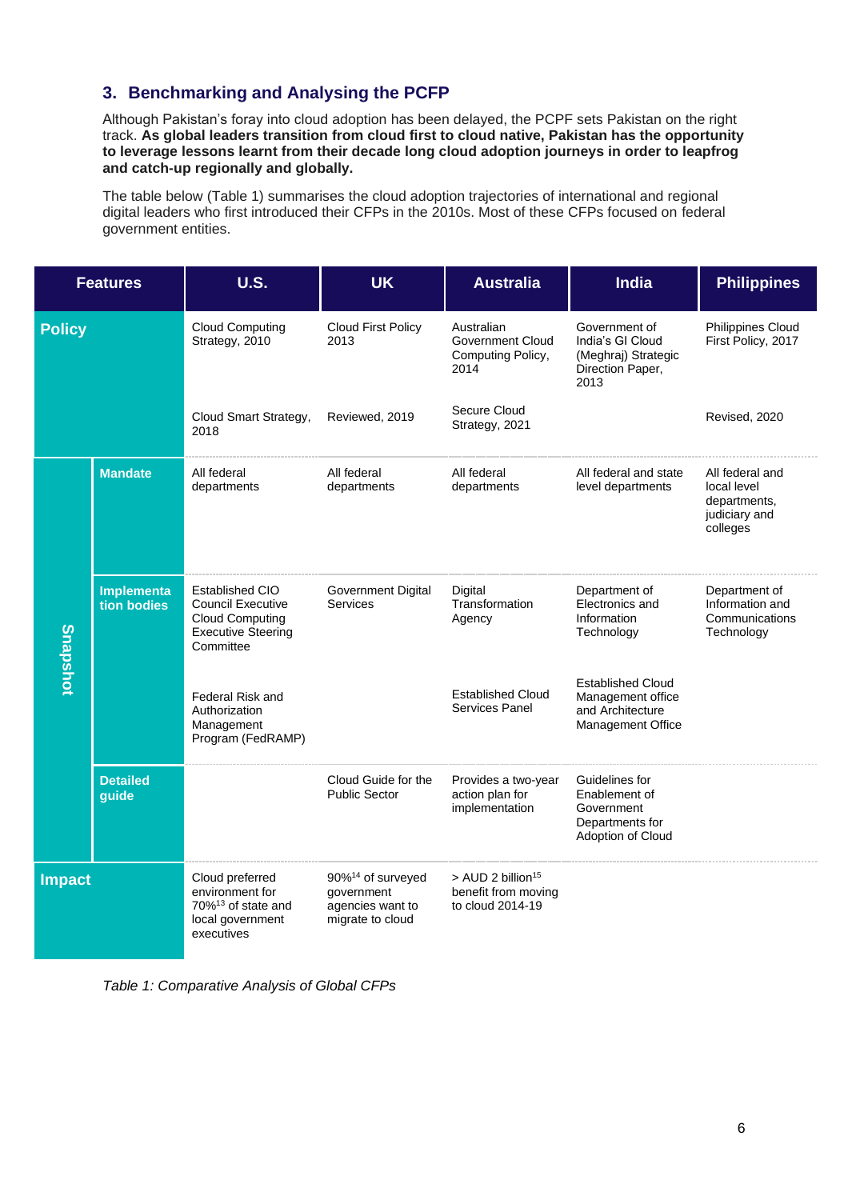## 3. Benchmarking and Analysing the PCFP

Although Pakistan's foray into cloud adoption has been delayed, the PCPF sets Pakistan on the right track. **As global leaders transition from cloud first to cloud native, Pakistan has the opportunity to leverage lessons learnt from their decade long cloud adoption journeys in order to leapfrog and catch-up regionally and globally.**

The table below (Table 1) summarises the cloud adoption trajectories of international and regional digital leaders who first introduced their CFPs in the 2010s. Most of these CFPs focused on federal government entities.

| Features | | U.S. | UK | Australia | India | Philippines |
|---|---|---|---|---|---|---|
| **Policy** | | Cloud Computing Strategy, 2010 | Cloud First Policy 2013 | Australian Government Cloud Computing Policy, 2014 | Government of India's GI Cloud (Meghraj) Strategic Direction Paper, 2013 | Philippines Cloud First Policy, 2017 |
| | | Cloud Smart Strategy, 2018 | Reviewed, 2019 | Secure Cloud Strategy, 2021 | | Revised, 2020 |
| **Snapshot** | **Mandate** | All federal departments | All federal departments | All federal departments | All federal and state level departments | All federal and local level departments, judiciary and colleges |
| | **Implementation bodies** | Established CIO Council Executive Cloud Computing Executive Steering Committee | Government Digital Services | Digital Transformation Agency | Department of Electronics and Information Technology | Department of Information and Communications Technology |
| | | Federal Risk and Authorization Management Program (FedRAMP) | | Established Cloud Services Panel | Established Cloud Management office and Architecture Management Office | |
| | **Detailed guide** | | Cloud Guide for the Public Sector | Provides a two-year action plan for implementation | Guidelines for Enablement of Government Departments for Adoption of Cloud | |
| **Impact** | | Cloud preferred environment for 70%[13] of state and local government executives | 90%[14] of surveyed government agencies want to migrate to cloud | > AUD 2 billion[15] benefit from moving to cloud 2014-19 | | |

*Table 1: Comparative Analysis of Global CFPs*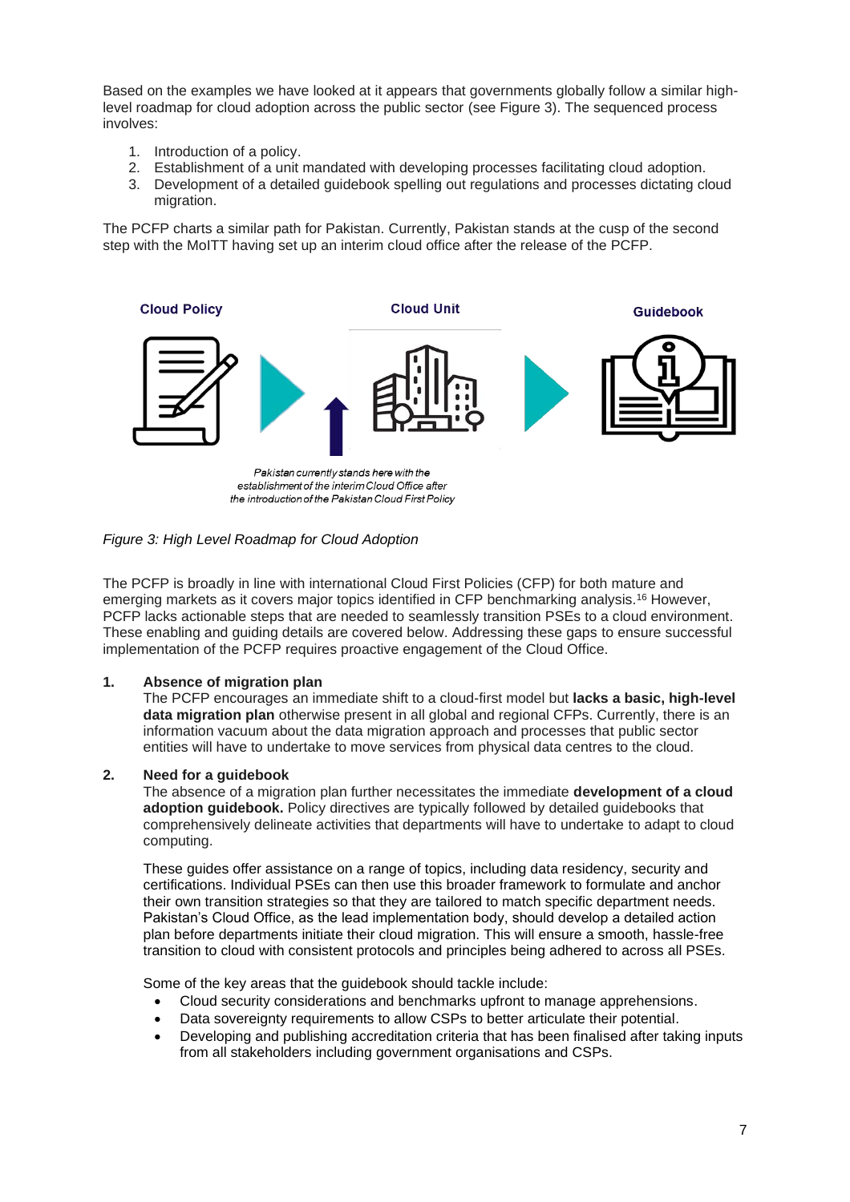Based on the examples we have looked at it appears that governments globally follow a similar high-level roadmap for cloud adoption across the public sector (see Figure 3). The sequenced process involves:

1. Introduction of a policy.
2. Establishment of a unit mandated with developing processes facilitating cloud adoption.
3. Development of a detailed guidebook spelling out regulations and processes dictating cloud migration.

The PCFP charts a similar path for Pakistan. Currently, Pakistan stands at the cusp of the second step with the MoITT having set up an interim cloud office after the release of the PCFP.

Cloud Policy | Cloud Unit | Guidebook

*Pakistan currently stands here with the establishment of the interim Cloud Office after the introduction of the Pakistan Cloud First Policy*

*Figure 3: High Level Roadmap for Cloud Adoption*

The PCFP is broadly in line with international Cloud First Policies (CFP) for both mature and emerging markets as it covers major topics identified in CFP benchmarking analysis.[16] However, PCFP lacks actionable steps that are needed to seamlessly transition PSEs to a cloud environment. These enabling and guiding details are covered below. Addressing these gaps to ensure successful implementation of the PCFP requires proactive engagement of the Cloud Office.

**1. Absence of migration plan**

The PCFP encourages an immediate shift to a cloud-first model but **lacks a basic, high-level data migration plan** otherwise present in all global and regional CFPs. Currently, there is an information vacuum about the data migration approach and processes that public sector entities will have to undertake to move services from physical data centres to the cloud.

**2. Need for a guidebook**

The absence of a migration plan further necessitates the immediate **development of a cloud adoption guidebook.** Policy directives are typically followed by detailed guidebooks that comprehensively delineate activities that departments will have to undertake to adapt to cloud computing.

These guides offer assistance on a range of topics, including data residency, security and certifications. Individual PSEs can then use this broader framework to formulate and anchor their own transition strategies so that they are tailored to match specific department needs. Pakistan's Cloud Office, as the lead implementation body, should develop a detailed action plan before departments initiate their cloud migration. This will ensure a smooth, hassle-free transition to cloud with consistent protocols and principles being adhered to across all PSEs.

Some of the key areas that the guidebook should tackle include:

- Cloud security considerations and benchmarks upfront to manage apprehensions.
- Data sovereignty requirements to allow CSPs to better articulate their potential.
- Developing and publishing accreditation criteria that has been finalised after taking inputs from all stakeholders including government organisations and CSPs.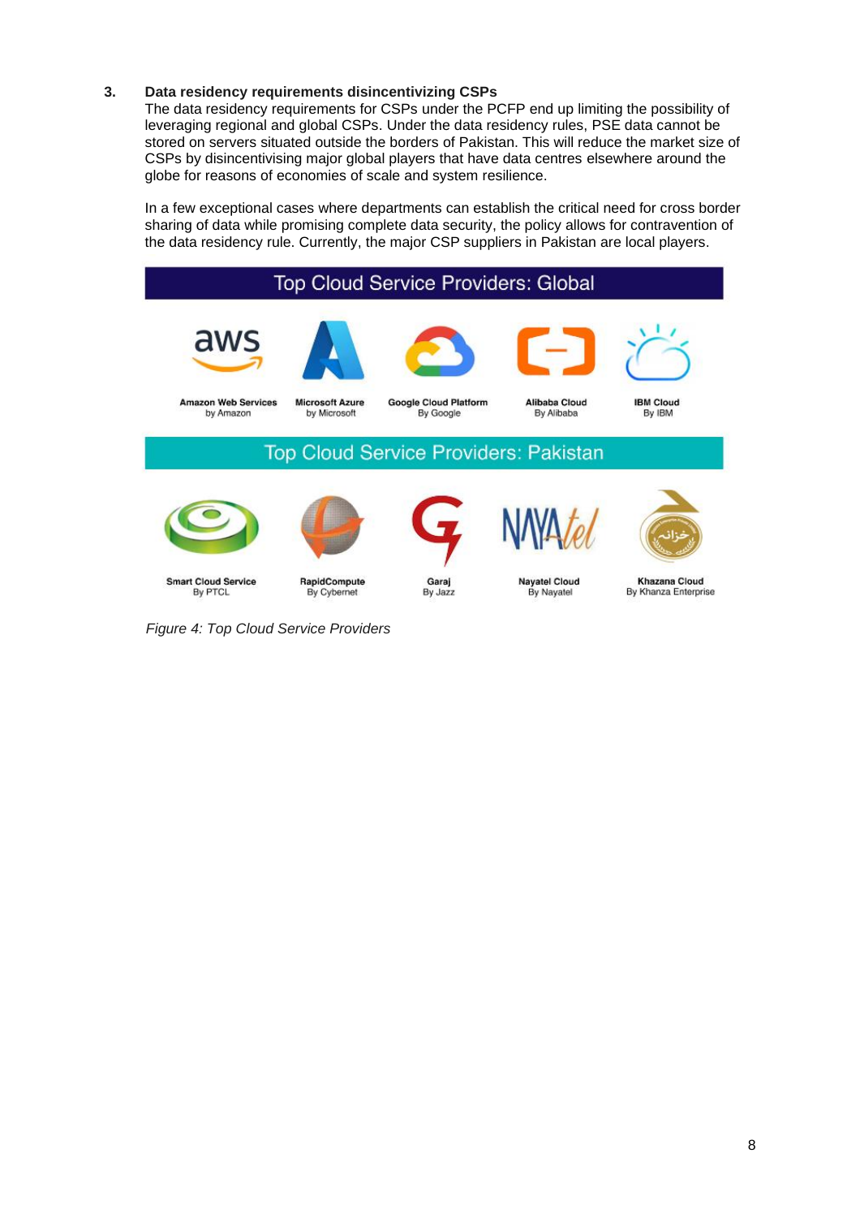### 3. Data residency requirements disincentivizing CSPs

The data residency requirements for CSPs under the PCFP end up limiting the possibility of leveraging regional and global CSPs. Under the data residency rules, PSE data cannot be stored on servers situated outside the borders of Pakistan. This will reduce the market size of CSPs by disincentivising major global players that have data centres elsewhere around the globe for reasons of economies of scale and system resilience.

In a few exceptional cases where departments can establish the critical need for cross border sharing of data while promising complete data security, the policy allows for contravention of the data residency rule. Currently, the major CSP suppliers in Pakistan are local players.

**Top Cloud Service Providers: Global**

- Amazon Web Services by Amazon
- Microsoft Azure by Microsoft
- Google Cloud Platform By Google
- Alibaba Cloud By Alibaba
- IBM Cloud By IBM

**Top Cloud Service Providers: Pakistan**

- Smart Cloud Service By PTCL
- RapidCompute By Cybernet
- Garaj By Jazz
- Nayatel Cloud By Nayatel
- Khazana Cloud By Khanza Enterprise

*Figure 4: Top Cloud Service Providers*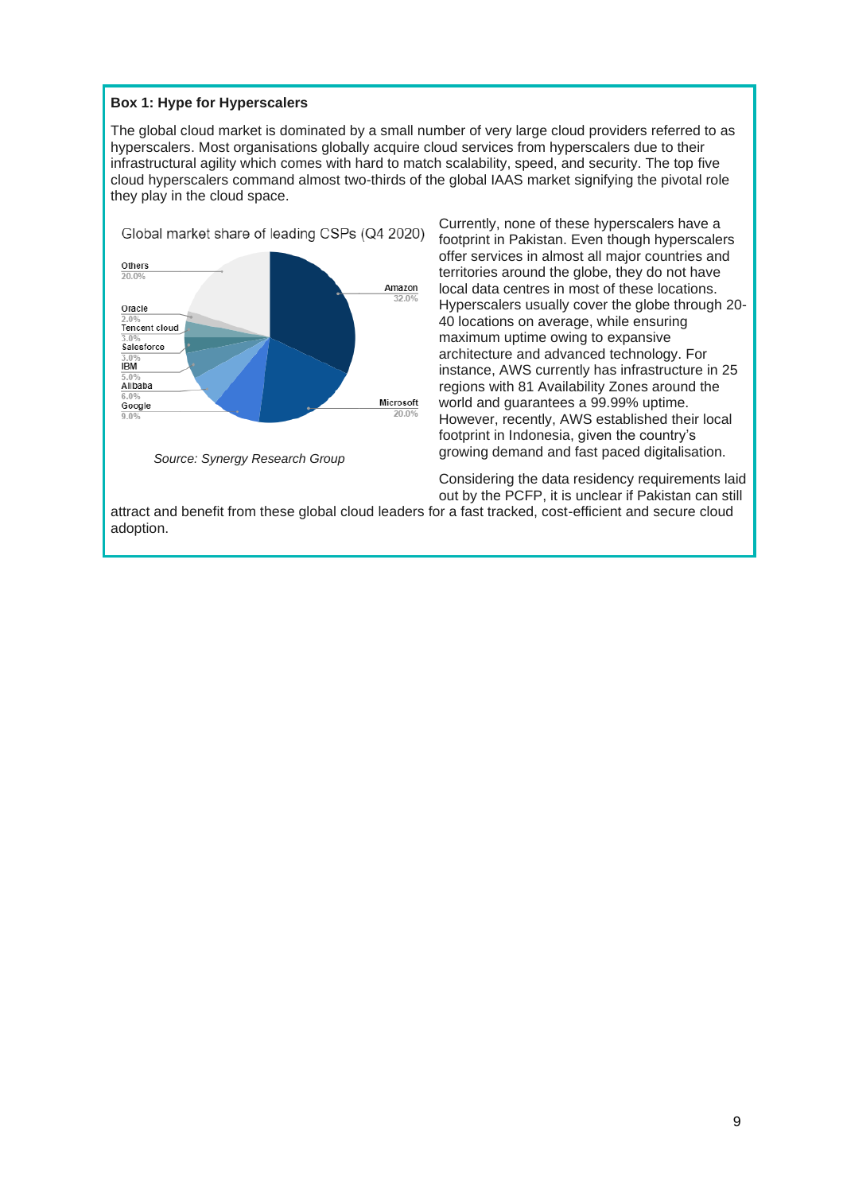**Box 1: Hype for Hyperscalers**

The global cloud market is dominated by a small number of very large cloud providers referred to as hyperscalers. Most organisations globally acquire cloud services from hyperscalers due to their infrastructural agility which comes with hard to match scalability, speed, and security. The top five cloud hyperscalers command almost two-thirds of the global IAAS market signifying the pivotal role they play in the cloud space.

Global market share of leading CSPs (Q4 2020)

| CSP | Share |
|---|---|
| Amazon | 32.0% |
| Microsoft | 20.0% |
| Google | 9.0% |
| Alibaba | 6.0% |
| IBM | 5.0% |
| Salesforce | 3.0% |
| Tencent cloud | 3.0% |
| Oracle | 2.0% |
| Others | 20.0% |

*Source: Synergy Research Group*

Currently, none of these hyperscalers have a footprint in Pakistan. Even though hyperscalers offer services in almost all major countries and territories around the globe, they do not have local data centres in most of these locations. Hyperscalers usually cover the globe through 20-40 locations on average, while ensuring maximum uptime owing to expansive architecture and advanced technology. For instance, AWS currently has infrastructure in 25 regions with 81 Availability Zones around the world and guarantees a 99.99% uptime. However, recently, AWS established their local footprint in Indonesia, given the country's growing demand and fast paced digitalisation.

Considering the data residency requirements laid out by the PCFP, it is unclear if Pakistan can still attract and benefit from these global cloud leaders for a fast tracked, cost-efficient and secure cloud adoption.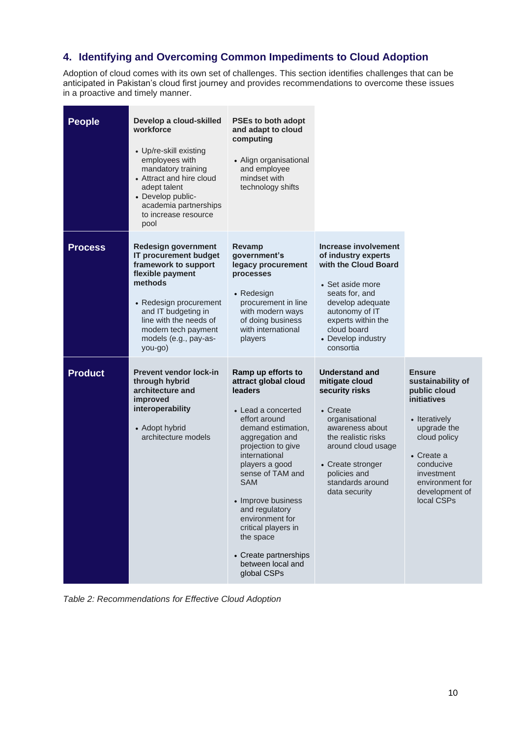## 4. Identifying and Overcoming Common Impediments to Cloud Adoption

Adoption of cloud comes with its own set of challenges. This section identifies challenges that can be anticipated in Pakistan's cloud first journey and provides recommendations to overcome these issues in a proactive and timely manner.

| | | | | |
|---|---|---|---|---|
| **People** | **Develop a cloud-skilled workforce**<br><br>• Up/re-skill existing employees with mandatory training<br>• Attract and hire cloud adept talent<br>• Develop public-academia partnerships to increase resource pool | **PSEs to both adopt and adapt to cloud computing**<br><br>• Align organisational and employee mindset with technology shifts | | |
| **Process** | **Redesign government IT procurement budget framework to support flexible payment methods**<br><br>• Redesign procurement and IT budgeting in line with the needs of modern tech payment models (e.g., pay-as-you-go) | **Revamp government's legacy procurement processes**<br><br>• Redesign procurement in line with modern ways of doing business with international players | **Increase involvement of industry experts with the Cloud Board**<br><br>• Set aside more seats for, and develop adequate autonomy of IT experts within the cloud board<br>• Develop industry consortia | |
| **Product** | **Prevent vendor lock-in through hybrid architecture and improved interoperability**<br><br>• Adopt hybrid architecture models | **Ramp up efforts to attract global cloud leaders**<br><br>• Lead a concerted effort around demand estimation, aggregation and projection to give international players a good sense of TAM and SAM<br>• Improve business and regulatory environment for critical players in the space<br>• Create partnerships between local and global CSPs | **Understand and mitigate cloud security risks**<br><br>• Create organisational awareness about the realistic risks around cloud usage<br>• Create stronger policies and standards around data security | **Ensure sustainability of public cloud initiatives**<br><br>• Iteratively upgrade the cloud policy<br>• Create a conducive investment environment for development of local CSPs |

*Table 2: Recommendations for Effective Cloud Adoption*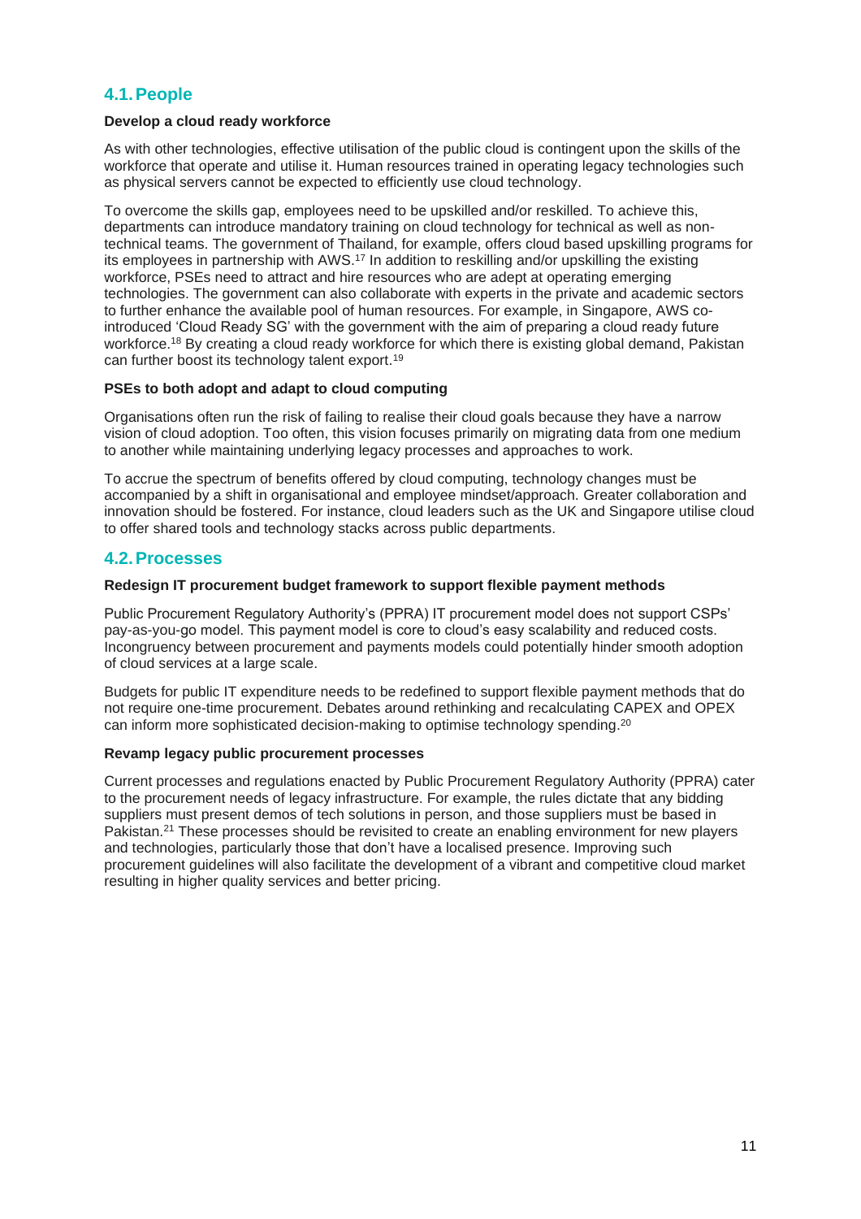## 4.1. People

**Develop a cloud ready workforce**

As with other technologies, effective utilisation of the public cloud is contingent upon the skills of the workforce that operate and utilise it. Human resources trained in operating legacy technologies such as physical servers cannot be expected to efficiently use cloud technology.

To overcome the skills gap, employees need to be upskilled and/or reskilled. To achieve this, departments can introduce mandatory training on cloud technology for technical as well as non-technical teams. The government of Thailand, for example, offers cloud based upskilling programs for its employees in partnership with AWS.[17] In addition to reskilling and/or upskilling the existing workforce, PSEs need to attract and hire resources who are adept at operating emerging technologies. The government can also collaborate with experts in the private and academic sectors to further enhance the available pool of human resources. For example, in Singapore, AWS co-introduced 'Cloud Ready SG' with the government with the aim of preparing a cloud ready future workforce.[18] By creating a cloud ready workforce for which there is existing global demand, Pakistan can further boost its technology talent export.[19]

**PSEs to both adopt and adapt to cloud computing**

Organisations often run the risk of failing to realise their cloud goals because they have a narrow vision of cloud adoption. Too often, this vision focuses primarily on migrating data from one medium to another while maintaining underlying legacy processes and approaches to work.

To accrue the spectrum of benefits offered by cloud computing, technology changes must be accompanied by a shift in organisational and employee mindset/approach. Greater collaboration and innovation should be fostered. For instance, cloud leaders such as the UK and Singapore utilise cloud to offer shared tools and technology stacks across public departments.

## 4.2. Processes

**Redesign IT procurement budget framework to support flexible payment methods**

Public Procurement Regulatory Authority's (PPRA) IT procurement model does not support CSPs' pay-as-you-go model. This payment model is core to cloud's easy scalability and reduced costs. Incongruency between procurement and payments models could potentially hinder smooth adoption of cloud services at a large scale.

Budgets for public IT expenditure needs to be redefined to support flexible payment methods that do not require one-time procurement. Debates around rethinking and recalculating CAPEX and OPEX can inform more sophisticated decision-making to optimise technology spending.[20]

**Revamp legacy public procurement processes**

Current processes and regulations enacted by Public Procurement Regulatory Authority (PPRA) cater to the procurement needs of legacy infrastructure. For example, the rules dictate that any bidding suppliers must present demos of tech solutions in person, and those suppliers must be based in Pakistan.[21] These processes should be revisited to create an enabling environment for new players and technologies, particularly those that don't have a localised presence. Improving such procurement guidelines will also facilitate the development of a vibrant and competitive cloud market resulting in higher quality services and better pricing.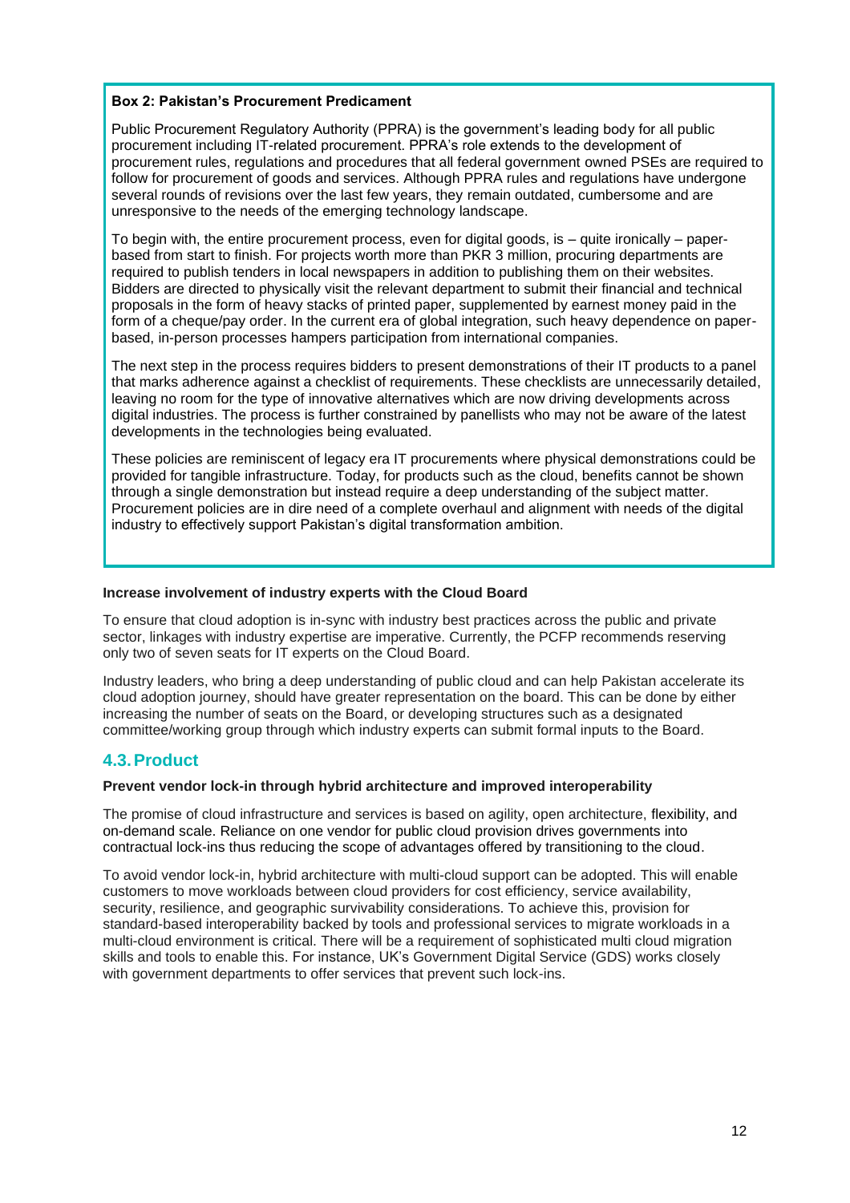**Box 2: Pakistan's Procurement Predicament**

Public Procurement Regulatory Authority (PPRA) is the government's leading body for all public procurement including IT-related procurement. PPRA's role extends to the development of procurement rules, regulations and procedures that all federal government owned PSEs are required to follow for procurement of goods and services. Although PPRA rules and regulations have undergone several rounds of revisions over the last few years, they remain outdated, cumbersome and are unresponsive to the needs of the emerging technology landscape.

To begin with, the entire procurement process, even for digital goods, is – quite ironically – paper-based from start to finish. For projects worth more than PKR 3 million, procuring departments are required to publish tenders in local newspapers in addition to publishing them on their websites. Bidders are directed to physically visit the relevant department to submit their financial and technical proposals in the form of heavy stacks of printed paper, supplemented by earnest money paid in the form of a cheque/pay order. In the current era of global integration, such heavy dependence on paper-based, in-person processes hampers participation from international companies.

The next step in the process requires bidders to present demonstrations of their IT products to a panel that marks adherence against a checklist of requirements. These checklists are unnecessarily detailed, leaving no room for the type of innovative alternatives which are now driving developments across digital industries. The process is further constrained by panellists who may not be aware of the latest developments in the technologies being evaluated.

These policies are reminiscent of legacy era IT procurements where physical demonstrations could be provided for tangible infrastructure. Today, for products such as the cloud, benefits cannot be shown through a single demonstration but instead require a deep understanding of the subject matter. Procurement policies are in dire need of a complete overhaul and alignment with needs of the digital industry to effectively support Pakistan's digital transformation ambition.

**Increase involvement of industry experts with the Cloud Board**

To ensure that cloud adoption is in-sync with industry best practices across the public and private sector, linkages with industry expertise are imperative. Currently, the PCFP recommends reserving only two of seven seats for IT experts on the Cloud Board.

Industry leaders, who bring a deep understanding of public cloud and can help Pakistan accelerate its cloud adoption journey, should have greater representation on the board. This can be done by either increasing the number of seats on the Board, or developing structures such as a designated committee/working group through which industry experts can submit formal inputs to the Board.

## 4.3. Product

**Prevent vendor lock-in through hybrid architecture and improved interoperability**

The promise of cloud infrastructure and services is based on agility, open architecture, flexibility, and on-demand scale. Reliance on one vendor for public cloud provision drives governments into contractual lock-ins thus reducing the scope of advantages offered by transitioning to the cloud.

To avoid vendor lock-in, hybrid architecture with multi-cloud support can be adopted. This will enable customers to move workloads between cloud providers for cost efficiency, service availability, security, resilience, and geographic survivability considerations. To achieve this, provision for standard-based interoperability backed by tools and professional services to migrate workloads in a multi-cloud environment is critical. There will be a requirement of sophisticated multi cloud migration skills and tools to enable this. For instance, UK's Government Digital Service (GDS) works closely with government departments to offer services that prevent such lock-ins.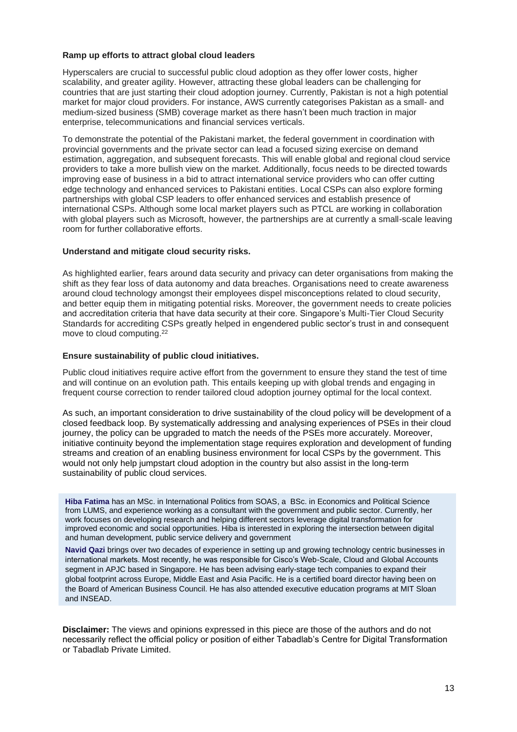**Ramp up efforts to attract global cloud leaders**

Hyperscalers are crucial to successful public cloud adoption as they offer lower costs, higher scalability, and greater agility. However, attracting these global leaders can be challenging for countries that are just starting their cloud adoption journey. Currently, Pakistan is not a high potential market for major cloud providers. For instance, AWS currently categorises Pakistan as a small- and medium-sized business (SMB) coverage market as there hasn't been much traction in major enterprise, telecommunications and financial services verticals.

To demonstrate the potential of the Pakistani market, the federal government in coordination with provincial governments and the private sector can lead a focused sizing exercise on demand estimation, aggregation, and subsequent forecasts. This will enable global and regional cloud service providers to take a more bullish view on the market. Additionally, focus needs to be directed towards improving ease of business in a bid to attract international service providers who can offer cutting edge technology and enhanced services to Pakistani entities. Local CSPs can also explore forming partnerships with global CSP leaders to offer enhanced services and establish presence of international CSPs. Although some local market players such as PTCL are working in collaboration with global players such as Microsoft, however, the partnerships are at currently a small-scale leaving room for further collaborative efforts.

**Understand and mitigate cloud security risks.**

As highlighted earlier, fears around data security and privacy can deter organisations from making the shift as they fear loss of data autonomy and data breaches. Organisations need to create awareness around cloud technology amongst their employees dispel misconceptions related to cloud security, and better equip them in mitigating potential risks. Moreover, the government needs to create policies and accreditation criteria that have data security at their core. Singapore's Multi-Tier Cloud Security Standards for accrediting CSPs greatly helped in engendered public sector's trust in and consequent move to cloud computing.[22]

**Ensure sustainability of public cloud initiatives.**

Public cloud initiatives require active effort from the government to ensure they stand the test of time and will continue on an evolution path. This entails keeping up with global trends and engaging in frequent course correction to render tailored cloud adoption journey optimal for the local context.

As such, an important consideration to drive sustainability of the cloud policy will be development of a closed feedback loop. By systematically addressing and analysing experiences of PSEs in their cloud journey, the policy can be upgraded to match the needs of the PSEs more accurately. Moreover, initiative continuity beyond the implementation stage requires exploration and development of funding streams and creation of an enabling business environment for local CSPs by the government. This would not only help jumpstart cloud adoption in the country but also assist in the long-term sustainability of public cloud services.

**Hiba Fatima** has an MSc. in International Politics from SOAS, a BSc. in Economics and Political Science from LUMS, and experience working as a consultant with the government and public sector. Currently, her work focuses on developing research and helping different sectors leverage digital transformation for improved economic and social opportunities. Hiba is interested in exploring the intersection between digital and human development, public service delivery and government

**Navid Qazi** brings over two decades of experience in setting up and growing technology centric businesses in international markets. Most recently, he was responsible for Cisco's Web-Scale, Cloud and Global Accounts segment in APJC based in Singapore. He has been advising early-stage tech companies to expand their global footprint across Europe, Middle East and Asia Pacific. He is a certified board director having been on the Board of American Business Council. He has also attended executive education programs at MIT Sloan and INSEAD.

**Disclaimer:** The views and opinions expressed in this piece are those of the authors and do not necessarily reflect the official policy or position of either Tabadlab's Centre for Digital Transformation or Tabadlab Private Limited.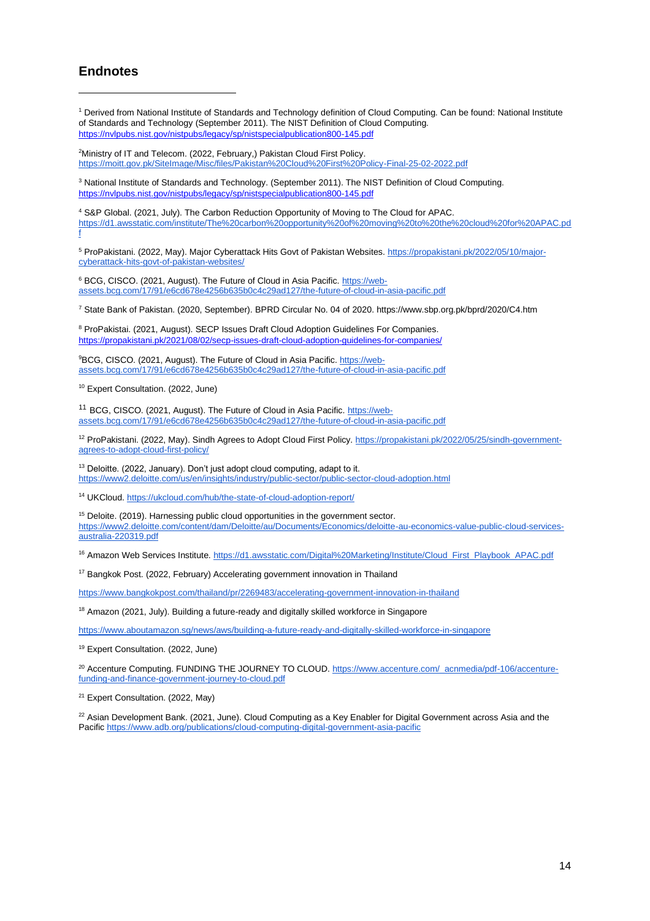## Endnotes

[1] Derived from National Institute of Standards and Technology definition of Cloud Computing. Can be found: National Institute of Standards and Technology (September 2011). The NIST Definition of Cloud Computing. https://nvlpubs.nist.gov/nistpubs/legacy/sp/nistspecialpublication800-145.pdf

[2]Ministry of IT and Telecom. (2022, February,) Pakistan Cloud First Policy. https://moitt.gov.pk/SiteImage/Misc/files/Pakistan%20Cloud%20First%20Policy-Final-25-02-2022.pdf

[3] National Institute of Standards and Technology. (September 2011). The NIST Definition of Cloud Computing. https://nvlpubs.nist.gov/nistpubs/legacy/sp/nistspecialpublication800-145.pdf

[4] S&P Global. (2021, July). The Carbon Reduction Opportunity of Moving to The Cloud for APAC. https://d1.awsstatic.com/institute/The%20carbon%20opportunity%20of%20moving%20to%20the%20cloud%20for%20APAC.pdf

[5] ProPakistani. (2022, May). Major Cyberattack Hits Govt of Pakistan Websites. https://propakistani.pk/2022/05/10/major-cyberattack-hits-govt-of-pakistan-websites/

[6] BCG, CISCO. (2021, August). The Future of Cloud in Asia Pacific. https://web-assets.bcg.com/17/91/e6cd678e4256b635b0c4c29ad127/the-future-of-cloud-in-asia-pacific.pdf

[7] State Bank of Pakistan. (2020, September). BPRD Circular No. 04 of 2020. https://www.sbp.org.pk/bprd/2020/C4.htm

[8] ProPakistai. (2021, August). SECP Issues Draft Cloud Adoption Guidelines For Companies. https://propakistani.pk/2021/08/02/secp-issues-draft-cloud-adoption-guidelines-for-companies/

[9]BCG, CISCO. (2021, August). The Future of Cloud in Asia Pacific. https://web-assets.bcg.com/17/91/e6cd678e4256b635b0c4c29ad127/the-future-of-cloud-in-asia-pacific.pdf

[10] Expert Consultation. (2022, June)

[11] BCG, CISCO. (2021, August). The Future of Cloud in Asia Pacific. https://web-assets.bcg.com/17/91/e6cd678e4256b635b0c4c29ad127/the-future-of-cloud-in-asia-pacific.pdf

[12] ProPakistani. (2022, May). Sindh Agrees to Adopt Cloud First Policy. https://propakistani.pk/2022/05/25/sindh-government-agrees-to-adopt-cloud-first-policy/

[13] Deloitte. (2022, January). Don't just adopt cloud computing, adapt to it. https://www2.deloitte.com/us/en/insights/industry/public-sector/public-sector-cloud-adoption.html

[14] UKCloud. https://ukcloud.com/hub/the-state-of-cloud-adoption-report/

[15] Deloite. (2019). Harnessing public cloud opportunities in the government sector. https://www2.deloitte.com/content/dam/Deloitte/au/Documents/Economics/deloitte-au-economics-value-public-cloud-services-australia-220319.pdf

[16] Amazon Web Services Institute. https://d1.awsstatic.com/Digital%20Marketing/Institute/Cloud_First_Playbook_APAC.pdf

[17] Bangkok Post. (2022, February) Accelerating government innovation in Thailand

https://www.bangkokpost.com/thailand/pr/2269483/accelerating-government-innovation-in-thailand

[18] Amazon (2021, July). Building a future-ready and digitally skilled workforce in Singapore

https://www.aboutamazon.sg/news/aws/building-a-future-ready-and-digitally-skilled-workforce-in-singapore

[19] Expert Consultation. (2022, June)

[20] Accenture Computing. FUNDING THE JOURNEY TO CLOUD. https://www.accenture.com/_acnmedia/pdf-106/accenture-funding-and-finance-government-journey-to-cloud.pdf

[21] Expert Consultation. (2022, May)

[22] Asian Development Bank. (2021, June). Cloud Computing as a Key Enabler for Digital Government across Asia and the Pacific https://www.adb.org/publications/cloud-computing-digital-government-asia-pacific